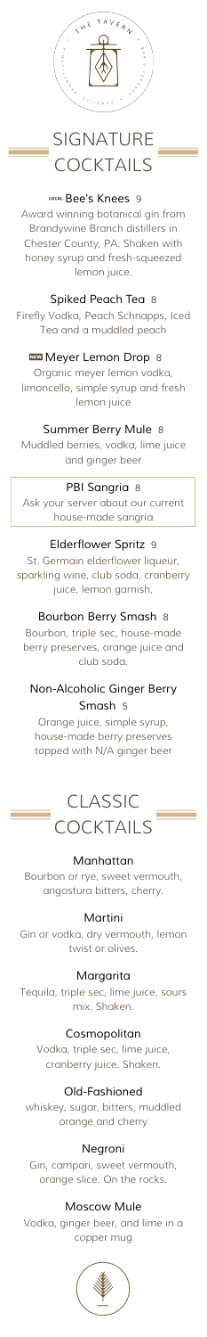THE TAVERN

# SIGNATURE COCKTAILS

### LOCAL Bee's Knees 9

Award winning botanical gin from Brandywine Branch distillers in Chester County, PA. Shaken with honey syrup and fresh-squeezed lemon juice.

### Spiked Peach Tea 8

Firefly Vodka, Peach Schnapps, Iced Tea and a muddled peach

### NEW Meyer Lemon Drop 8

Organic meyer lemon vodka, limoncello, simple syrup and fresh lemon juice

### Summer Berry Mule 8

Muddled berries, vodka, lime juice and ginger beer

### PBI Sangria 8

Ask your server about our current house-made sangria

### Elderflower Spritz 9

St. Germain elderflower liqueur, sparkling wine, club soda, cranberry juice, lemon garnish.

### Bourbon Berry Smash 8

Bourbon, triple sec, house-made berry preserves, orange juice and club soda.

### Non-Alcoholic Ginger Berry Smash 5

Orange juice, simple syrup, house-made berry preserves topped with N/A ginger beer

# CLASSIC COCKTAILS

### Manhattan

Bourbon or rye, sweet vermouth, angostura bitters, cherry.

### Martini

Gin or vodka, dry vermouth, lemon twist or olives.

### Margarita

Tequila, triple sec, lime juice, sours mix. Shaken.

### Cosmopolitan

Vodka, triple sec, lime juice, cranberry juice. Shaken.

### Old-Fashioned

whiskey, sugar, bitters, muddled orange and cherry

### Negroni

Gin, campari, sweet vermouth, orange slice. On the rocks.

### Moscow Mule

Vodka, ginger beer, and lime in a copper mug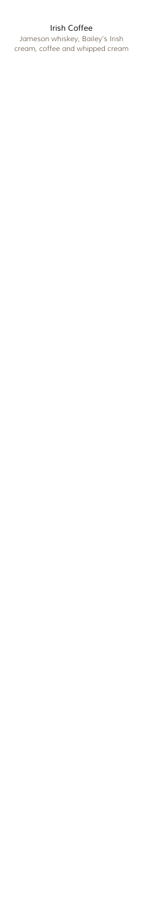Irish Coffee

Jameson whiskey, Bailey's Irish cream, coffee and whipped cream